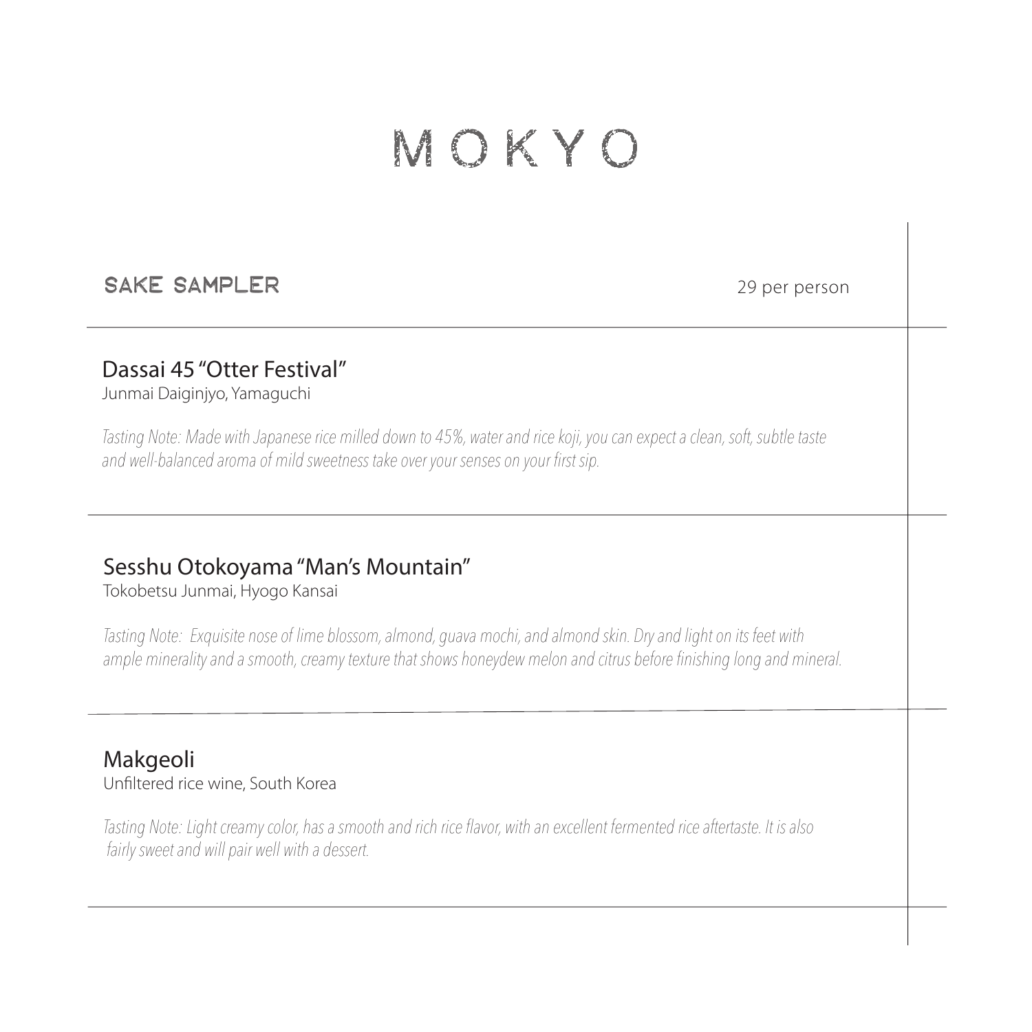# MOKYO

## SAKE SAMPLER

29 per person

### Dassai 45 "Otter Festival"

Junmai Daiginjyo, Yamaguchi

*Tasting Note: Made with Japanese rice milled down to 45%, water and rice koji, you can expect a clean, soft, subtle taste and well-balanced aroma of mild sweetness take over your senses on your first sip.*

### Sesshu Otokoyama "Man's Mountain"

Tokobetsu Junmai, Hyogo Kansai

*Tasting Note: Exquisite nose of lime blossom, almond, guava mochi, and almond skin. Dry and light on its feet with ample minerality and a smooth, creamy texture that shows honeydew melon and citrus before finishing long and mineral.*

### Makgeoli

Unfiltered rice wine, South Korea

*Tasting Note: Light creamy color, has a smooth and rich rice flavor, with an excellent fermented rice aftertaste. It is also fairly sweet and will pair well with a dessert.*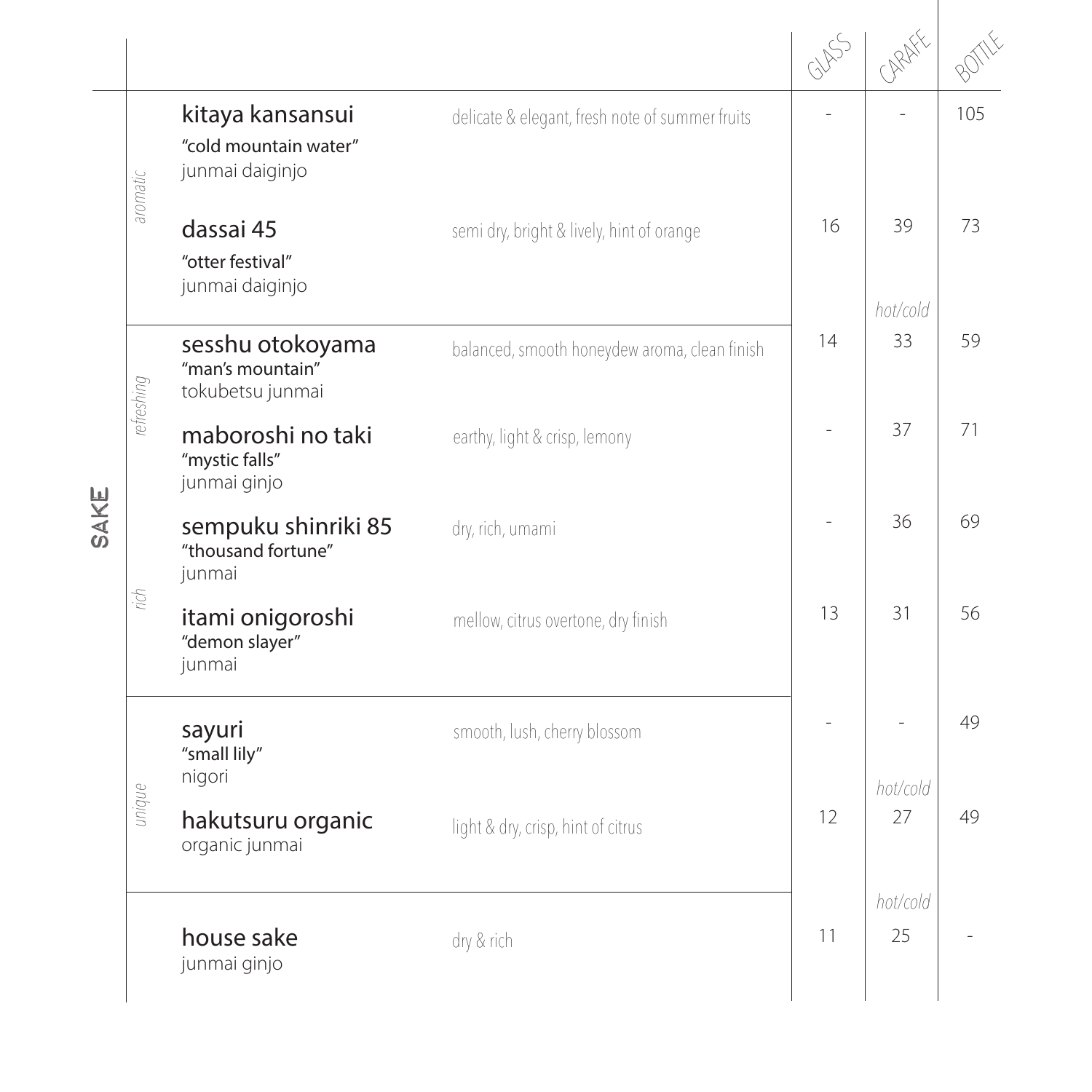# SAKE

| Category | Sake | Description | Glass | Carafe | Bottle |
|---|---|---|---|---|---|
| *aromatic* | **kitaya kansansui** "cold mountain water" junmai daiginjo | delicate & elegant, fresh note of summer fruits | - | - | 105 |
| | **dassai 45** "otter festival" junmai daiginjo | semi dry, bright & lively, hint of orange | 16 | 39 | 73 |
| *refreshing* | **sesshu otokoyama** "man's mountain" tokubetsu junmai | balanced, smooth honeydew aroma, clean finish | 14 | *hot/cold* 33 | 59 |
| | **maboroshi no taki** "mystic falls" junmai ginjo | earthy, light & crisp, lemony | - | 37 | 71 |
| *rich* | **sempuku shinriki 85** "thousand fortune" junmai | dry, rich, umami | - | 36 | 69 |
| | **itami onigoroshi** "demon slayer" junmai | mellow, citrus overtone, dry finish | 13 | 31 | 56 |
| *unique* | **sayuri** "small lily" nigori | smooth, lush, cherry blossom | - | - | 49 |
| | **hakutsuru organic** organic junmai | light & dry, crisp, hint of citrus | 12 | *hot/cold* 27 | 49 |
| | **house sake** junmai ginjo | dry & rich | 11 | *hot/cold* 25 | - |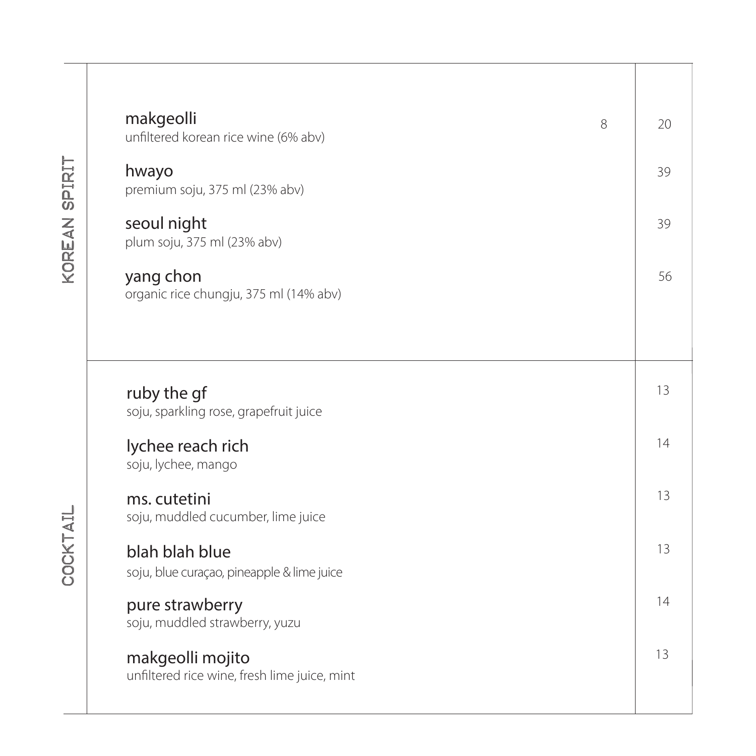## KOREAN SPIRIT

**makgeolli** 8 | 20
unfiltered korean rice wine (6% abv)

**hwayo** 39
premium soju, 375 ml (23% abv)

**seoul night** 39
plum soju, 375 ml (23% abv)

**yang chon** 56
organic rice chungju, 375 ml (14% abv)

## COCKTAIL

**ruby the gf** 13
soju, sparkling rose, grapefruit juice

**lychee reach rich** 14
soju, lychee, mango

**ms. cutetini** 13
soju, muddled cucumber, lime juice

**blah blah blue** 13
soju, blue curaçao, pineapple & lime juice

**pure strawberry** 14
soju, muddled strawberry, yuzu

**makgeolli mojito** 13
unfiltered rice wine, fresh lime juice, mint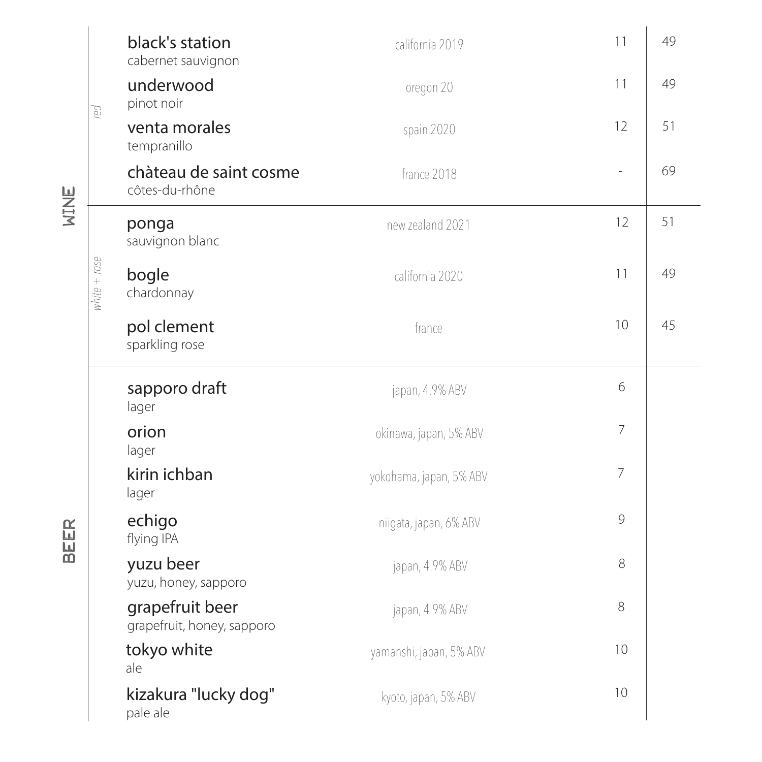## WINE

### red

| | | glass | bottle |
|---|---|---|---|
| **black's station**<br>cabernet sauvignon | california 2019 | 11 | 49 |
| **underwood**<br>pinot noir | oregon 20 | 11 | 49 |
| **venta morales**<br>tempranillo | spain 2020 | 12 | 51 |
| **chàteau de saint cosme**<br>côtes-du-rhône | france 2018 | - | 69 |

### white + rose

| | | glass | bottle |
|---|---|---|---|
| **ponga**<br>sauvignon blanc | new zealand 2021 | 12 | 51 |
| **bogle**<br>chardonnay | california 2020 | 11 | 49 |
| **pol clement**<br>sparkling rose | france | 10 | 45 |

## BEER

| | | |
|---|---|---|
| **sapporo draft**<br>lager | japan, 4.9% ABV | 6 |
| **orion**<br>lager | okinawa, japan, 5% ABV | 7 |
| **kirin ichban**<br>lager | yokohama, japan, 5% ABV | 7 |
| **echigo**<br>flying IPA | niigata, japan, 6% ABV | 9 |
| **yuzu beer**<br>yuzu, honey, sapporo | japan, 4.9% ABV | 8 |
| **grapefruit beer**<br>grapefruit, honey, sapporo | japan, 4.9% ABV | 8 |
| **tokyo white**<br>ale | yamanshi, japan, 5% ABV | 10 |
| **kizakura "lucky dog"**<br>pale ale | kyoto, japan, 5% ABV | 10 |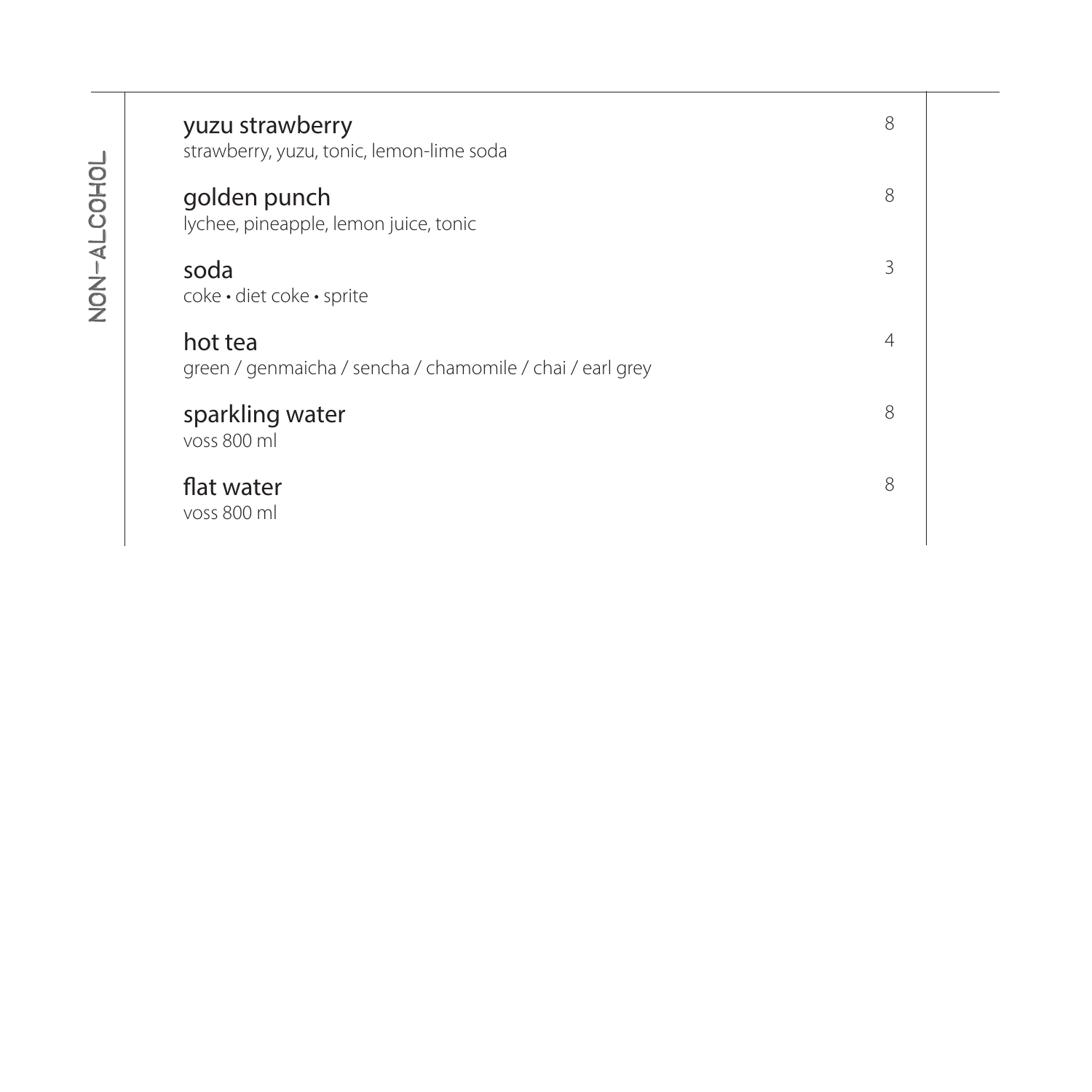# NON-ALCOHOL

**yuzu strawberry** 8
strawberry, yuzu, tonic, lemon-lime soda

**golden punch** 8
lychee, pineapple, lemon juice, tonic

**soda** 3
coke • diet coke • sprite

**hot tea** 4
green / genmaicha / sencha / chamomile / chai / earl grey

**sparkling water** 8
voss 800 ml

**flat water** 8
voss 800 ml